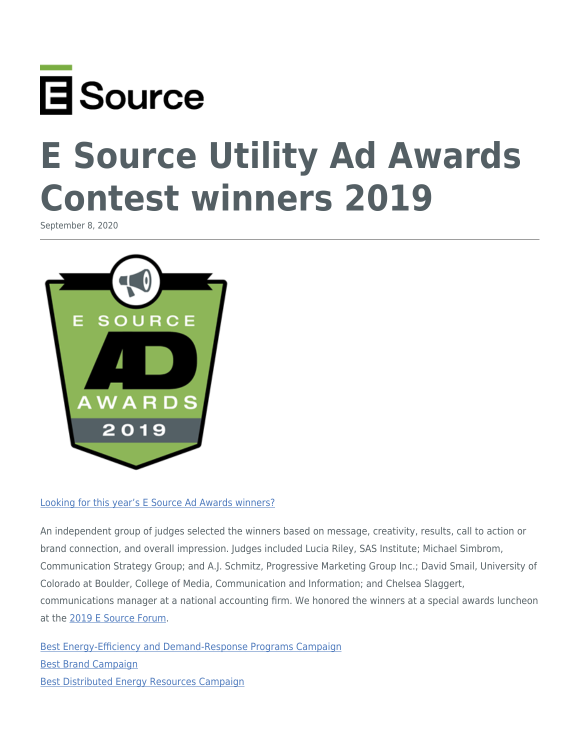E Source

# E Source Utility Ad Awards Contest winners 2019

September 8, 2020

Looking for this year's E Source Ad Awards winners?

An independent group of judges selected the winners based on message, creativity, results, call to action or brand connection, and overall impression. Judges included Lucia Riley, SAS Institute; Michael Simbrom, Communication Strategy Group; and A.J. Schmitz, Progressive Marketing Group Inc.; David Smail, University of Colorado at Boulder, College of Media, Communication and Information; and Chelsea Slaggert, communications manager at a national accounting firm. We honored the winners at a special awards luncheon at the 2019 E Source Forum.

Best Energy-Efficiency and Demand-Response Programs Campaign
Best Brand Campaign
Best Distributed Energy Resources Campaign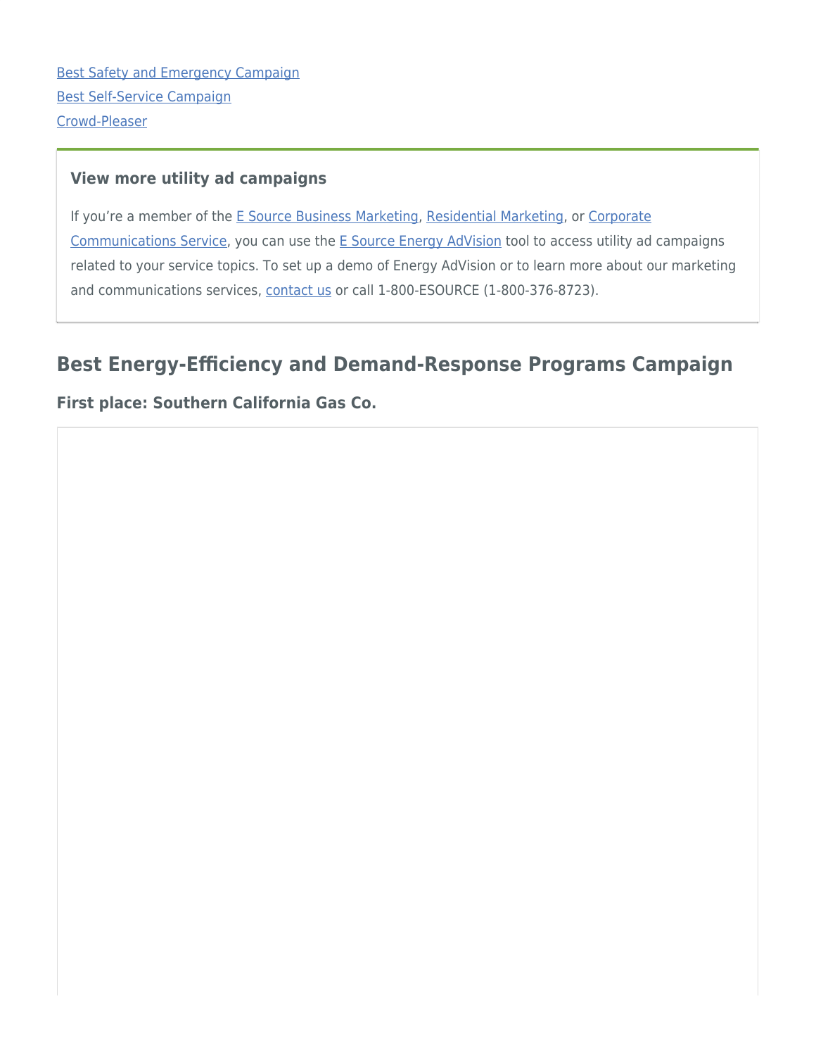[Best Safety and Emergency Campaign](#)
[Best Self-Service Campaign](#)
[Crowd-Pleaser](#)

### View more utility ad campaigns

If you're a member of the [E Source Business Marketing](#), [Residential Marketing](#), or [Corporate Communications Service](#), you can use the [E Source Energy AdVision](#) tool to access utility ad campaigns related to your service topics. To set up a demo of Energy AdVision or to learn more about our marketing and communications services, [contact us](#) or call 1-800-ESOURCE (1-800-376-8723).

## Best Energy-Efficiency and Demand-Response Programs Campaign

### First place: Southern California Gas Co.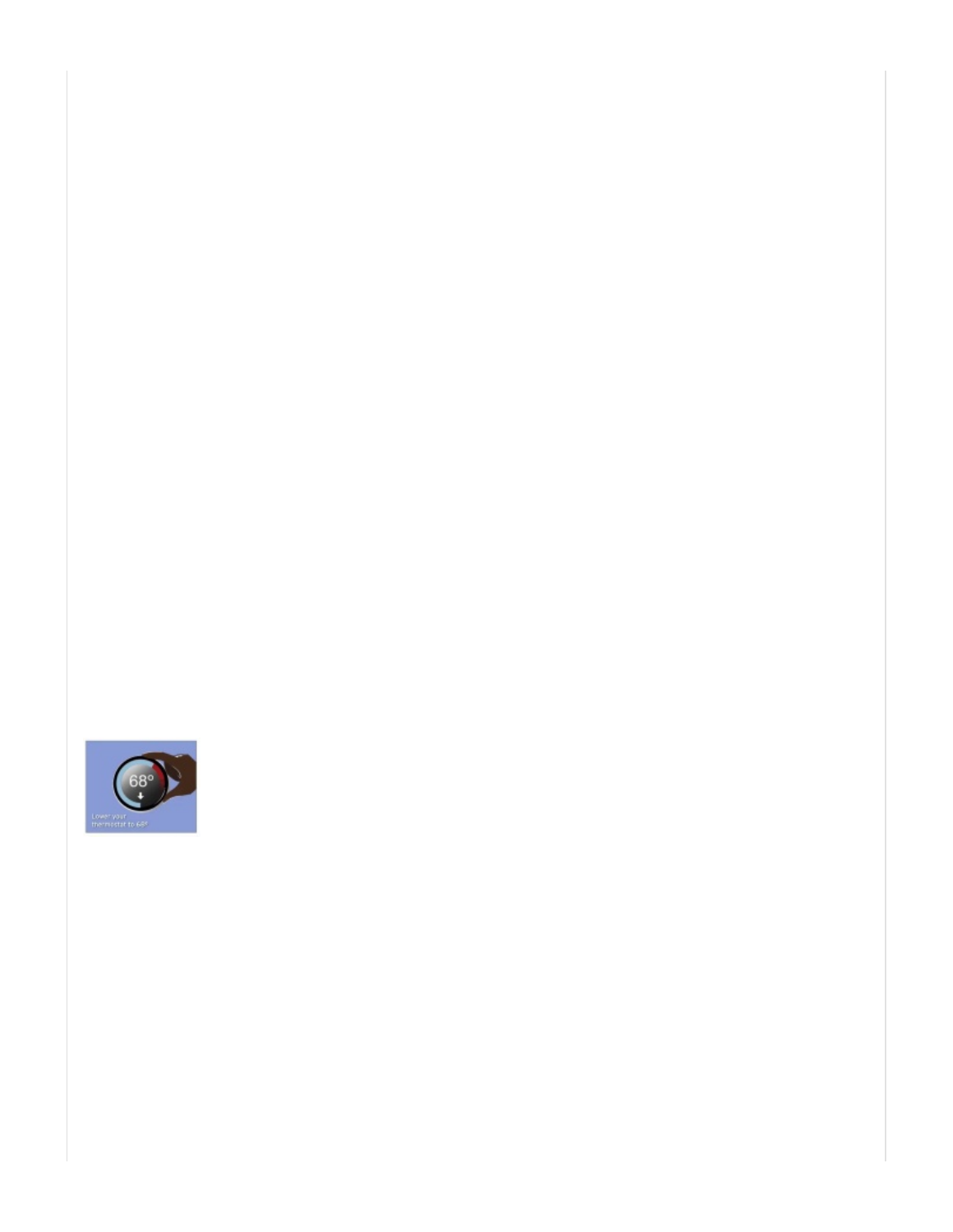Lower your thermostat to 68°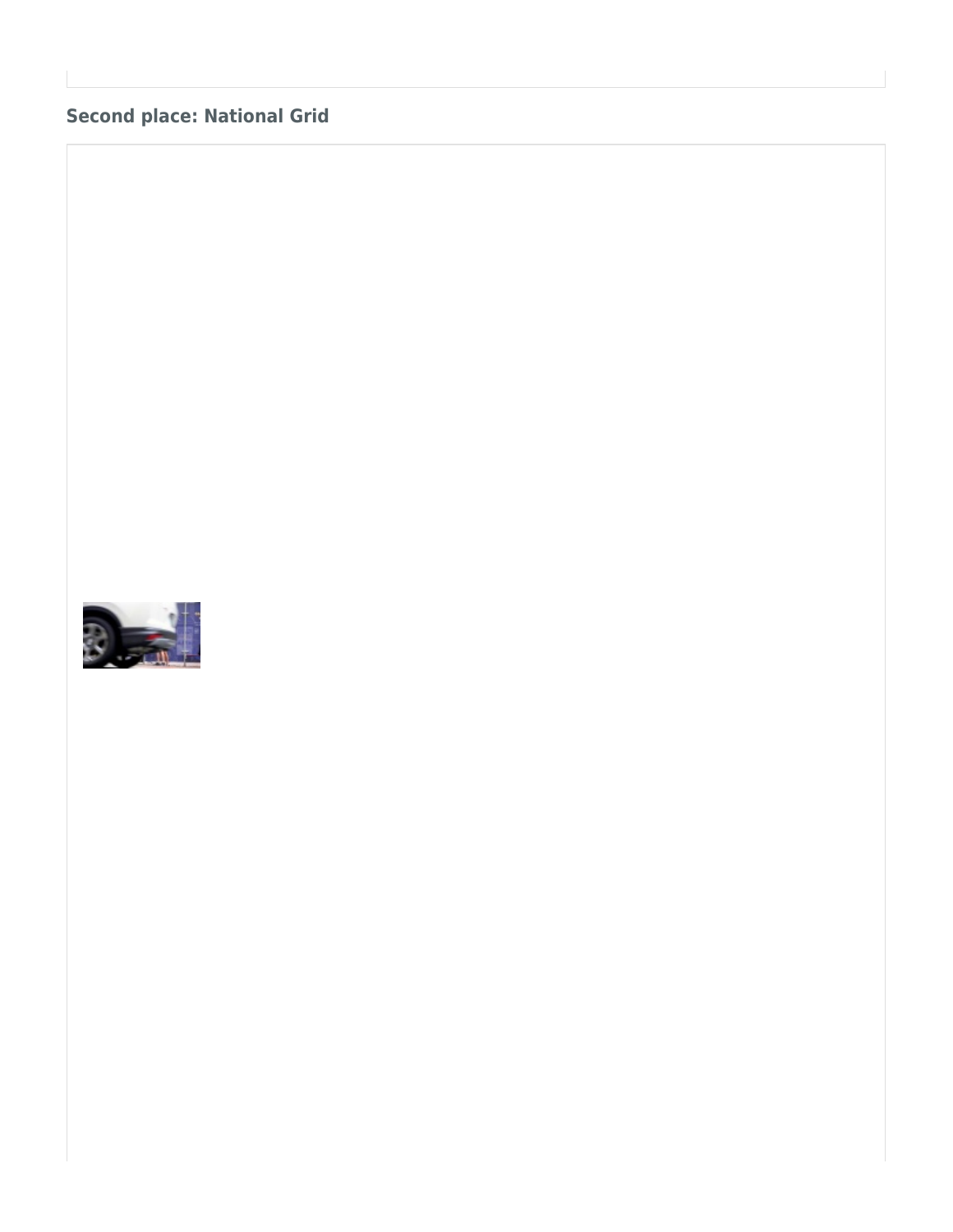## Second place: National Grid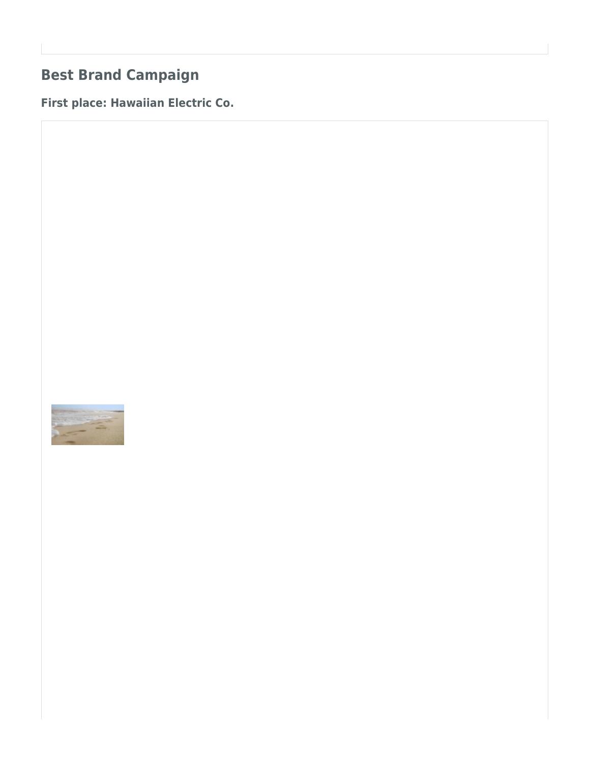## Best Brand Campaign

### First place: Hawaiian Electric Co.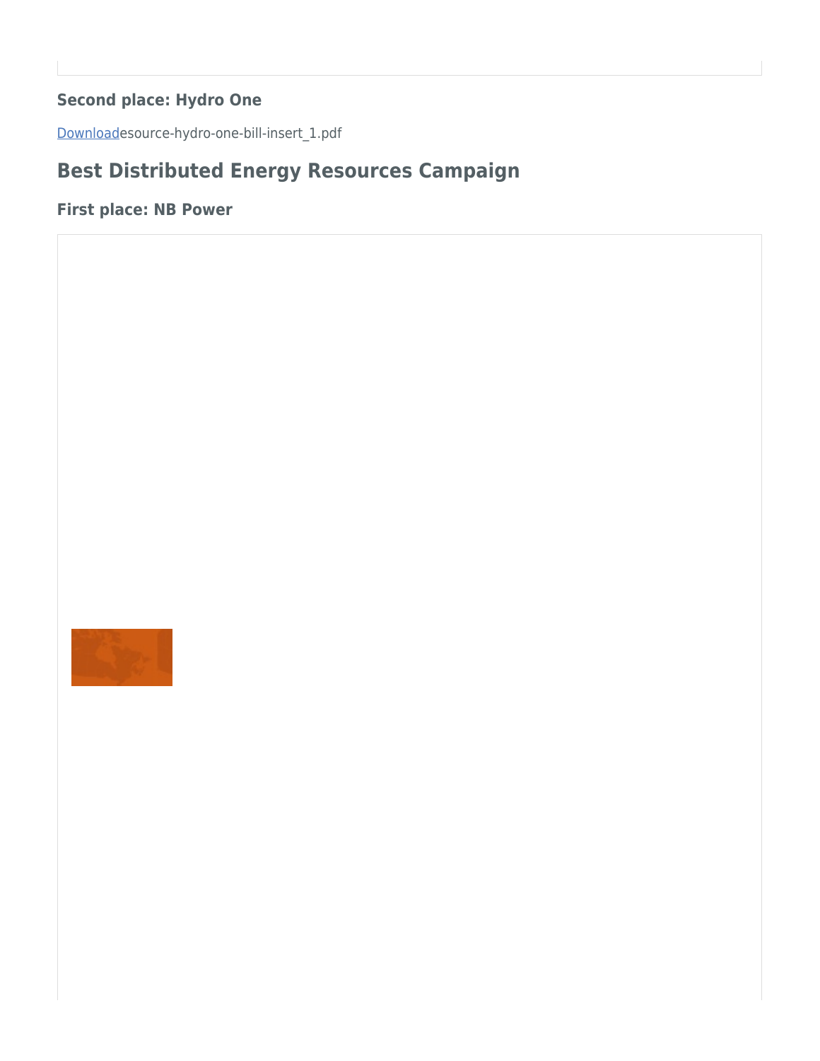### Second place: Hydro One

[Download](esource-hydro-one-bill-insert_1.pdf)esource-hydro-one-bill-insert_1.pdf

## Best Distributed Energy Resources Campaign

### First place: NB Power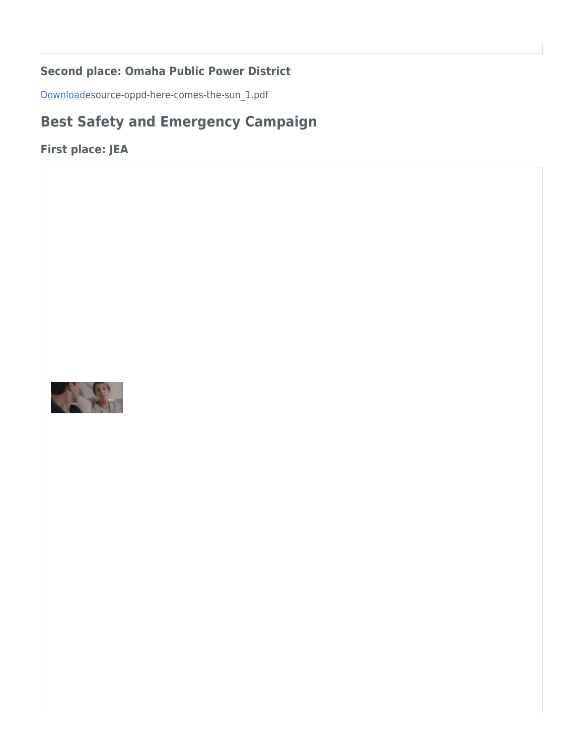### Second place: Omaha Public Power District

[Download](esource-oppd-here-comes-the-sun_1.pdf)esource-oppd-here-comes-the-sun_1.pdf

## Best Safety and Emergency Campaign

### First place: JEA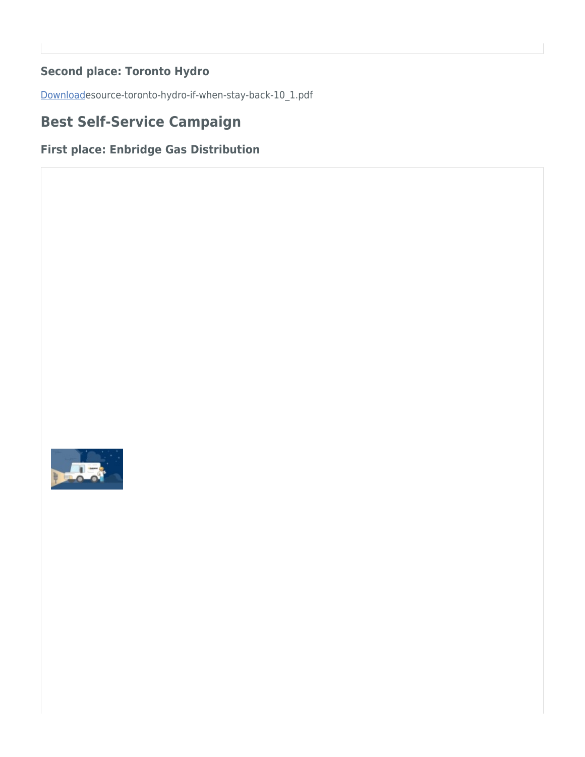### Second place: Toronto Hydro

[Download](#)esource-toronto-hydro-if-when-stay-back-10_1.pdf

## Best Self-Service Campaign

### First place: Enbridge Gas Distribution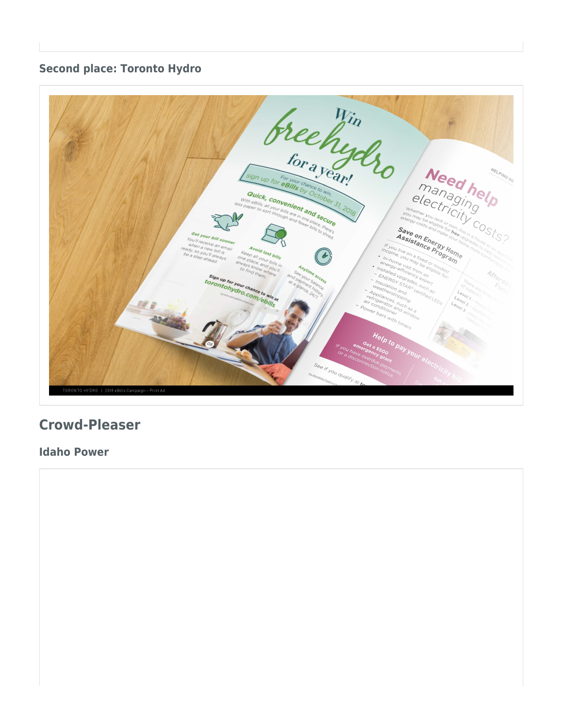### Second place: Toronto Hydro

TORONTO HYDRO | 2018 eBills Campaign – Print Ad

## Crowd-Pleaser

### Idaho Power